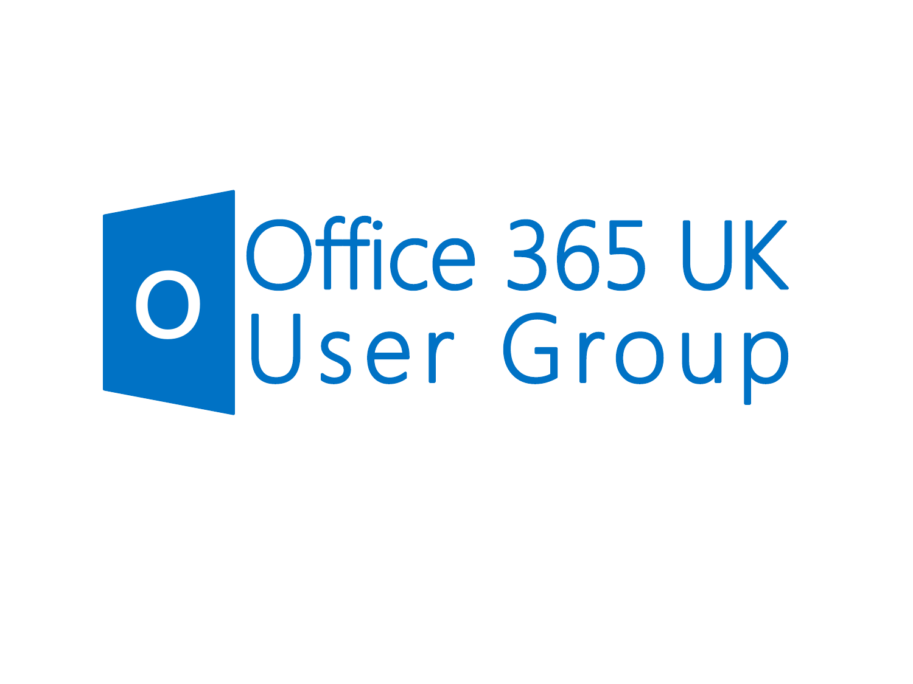# Office 365 UK User Group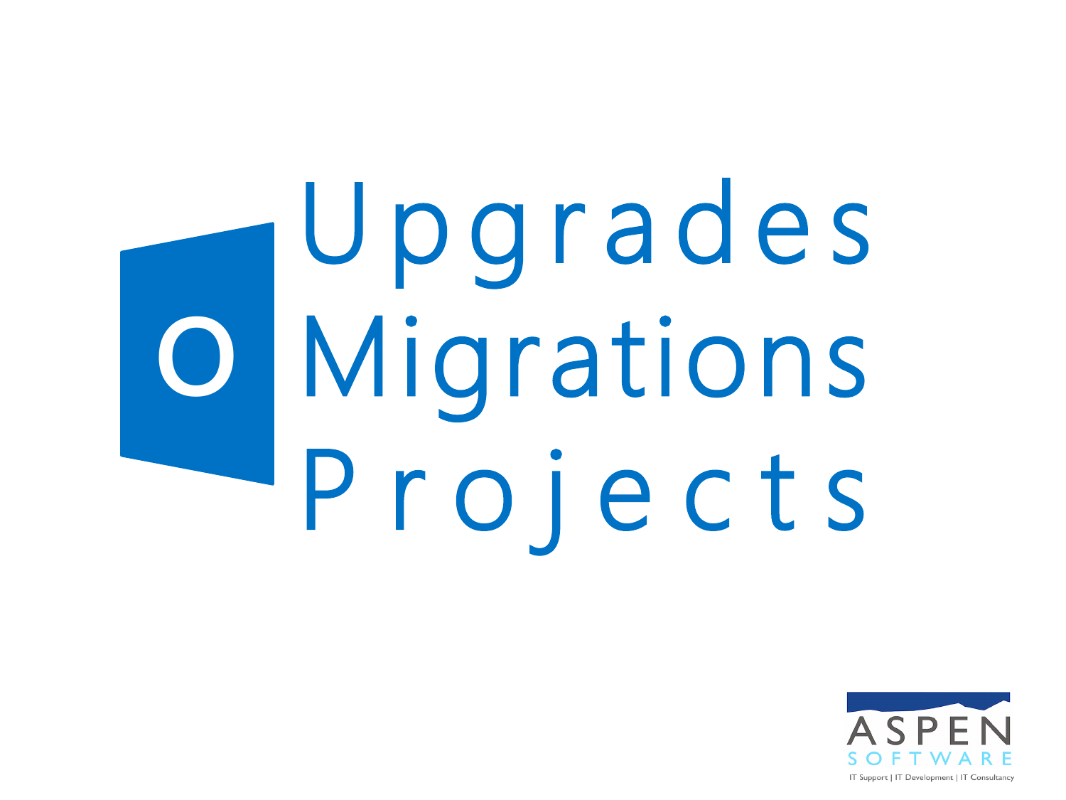# Upgrades
# Migrations
# Projects

ASPEN SOFTWARE

IT Support | IT Development | IT Consultancy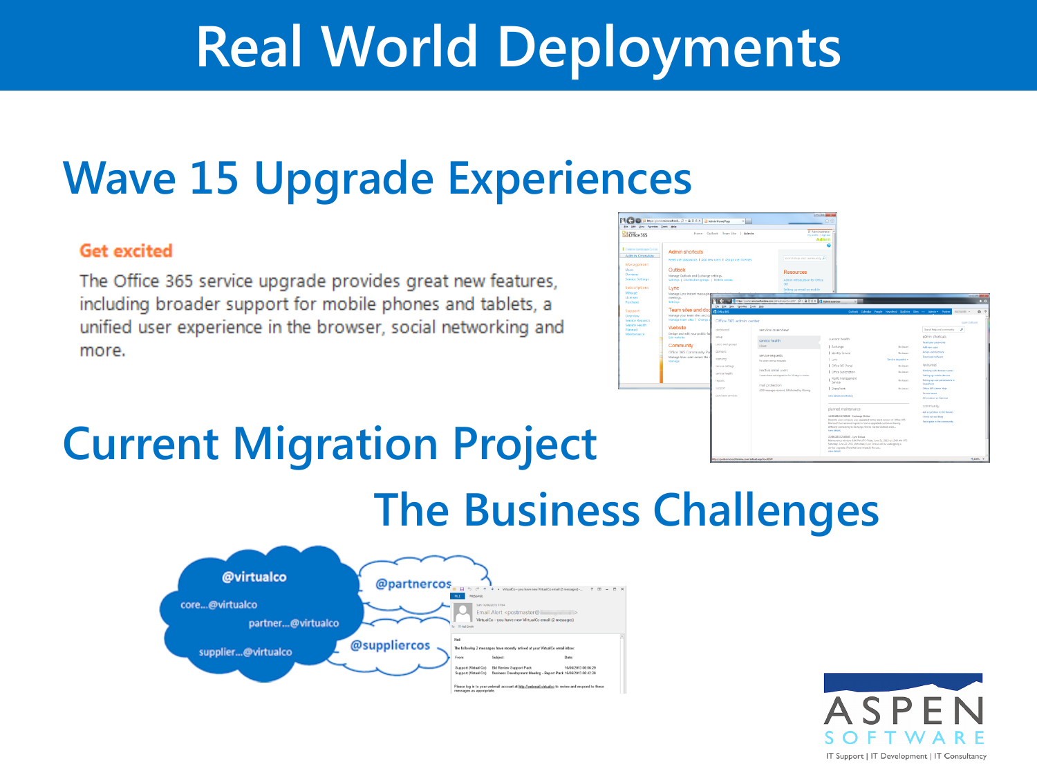# Real World Deployments

## Wave 15 Upgrade Experiences

**Get excited**

The Office 365 service upgrade provides great new features, including broader support for mobile phones and tablets, a unified user experience in the browser, social networking and more.

## Current Migration Project

## The Business Challenges

@virtualco

core...@virtualco

partner...@virtualco

supplier...@virtualco

@partnercos

@suppliercos

ASPEN SOFTWARE

IT Support | IT Development | IT Consultancy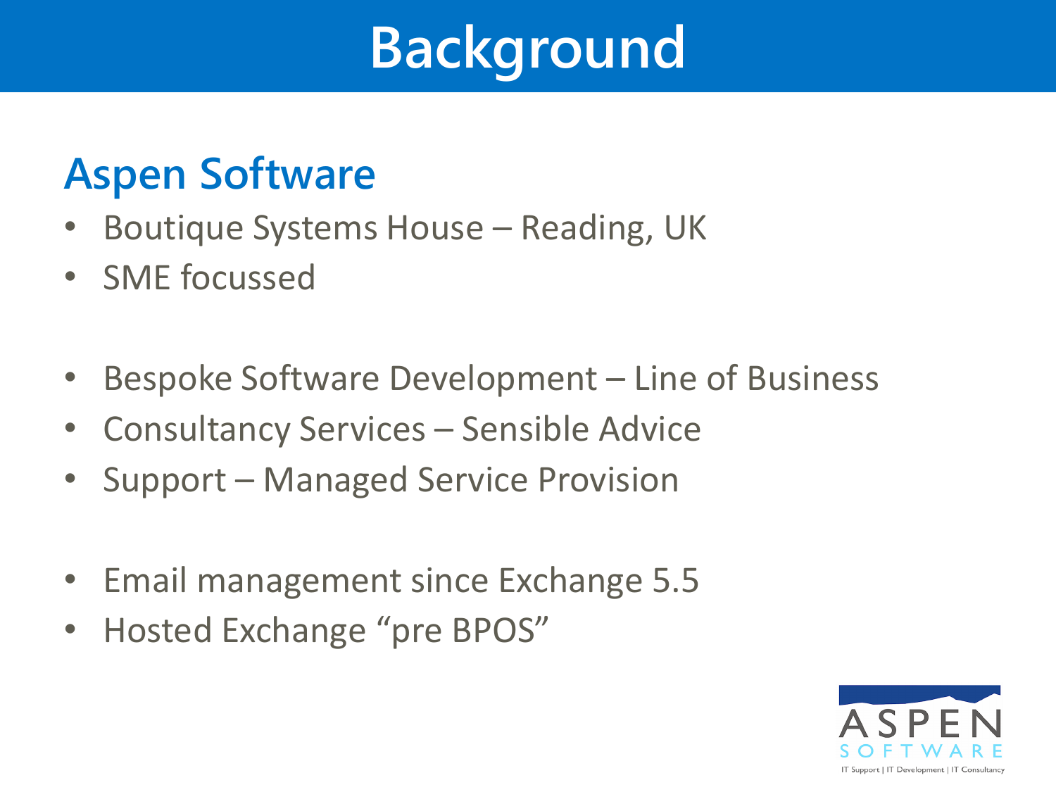# Background

## Aspen Software

- Boutique Systems House – Reading, UK
- SME focussed

- Bespoke Software Development – Line of Business
- Consultancy Services – Sensible Advice
- Support – Managed Service Provision

- Email management since Exchange 5.5
- Hosted Exchange “pre BPOS”

ASPEN SOFTWARE

IT Support | IT Development | IT Consultancy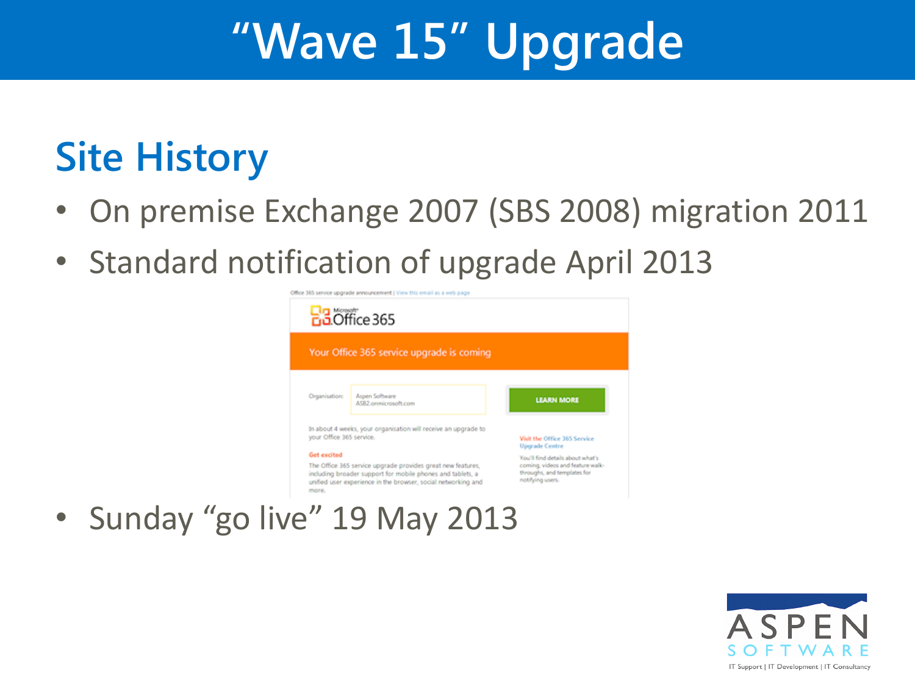# "Wave 15" Upgrade

## Site History

- On premise Exchange 2007 (SBS 2008) migration 2011
- Standard notification of upgrade April 2013
- Sunday "go live" 19 May 2013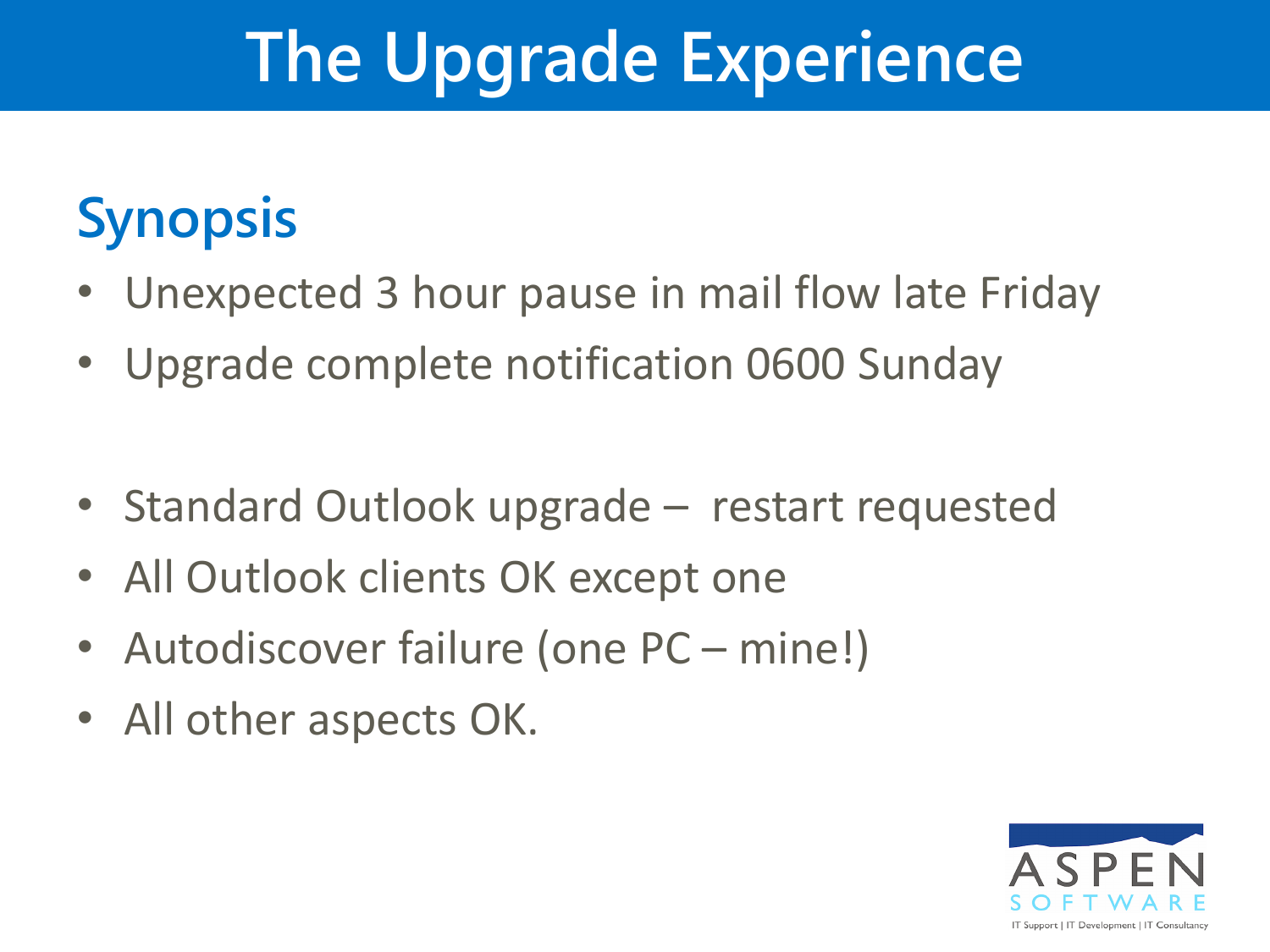# The Upgrade Experience

## Synopsis

- Unexpected 3 hour pause in mail flow late Friday
- Upgrade complete notification 0600 Sunday

- Standard Outlook upgrade – restart requested
- All Outlook clients OK except one
- Autodiscover failure (one PC – mine!)
- All other aspects OK.

ASPEN SOFTWARE
IT Support | IT Development | IT Consultancy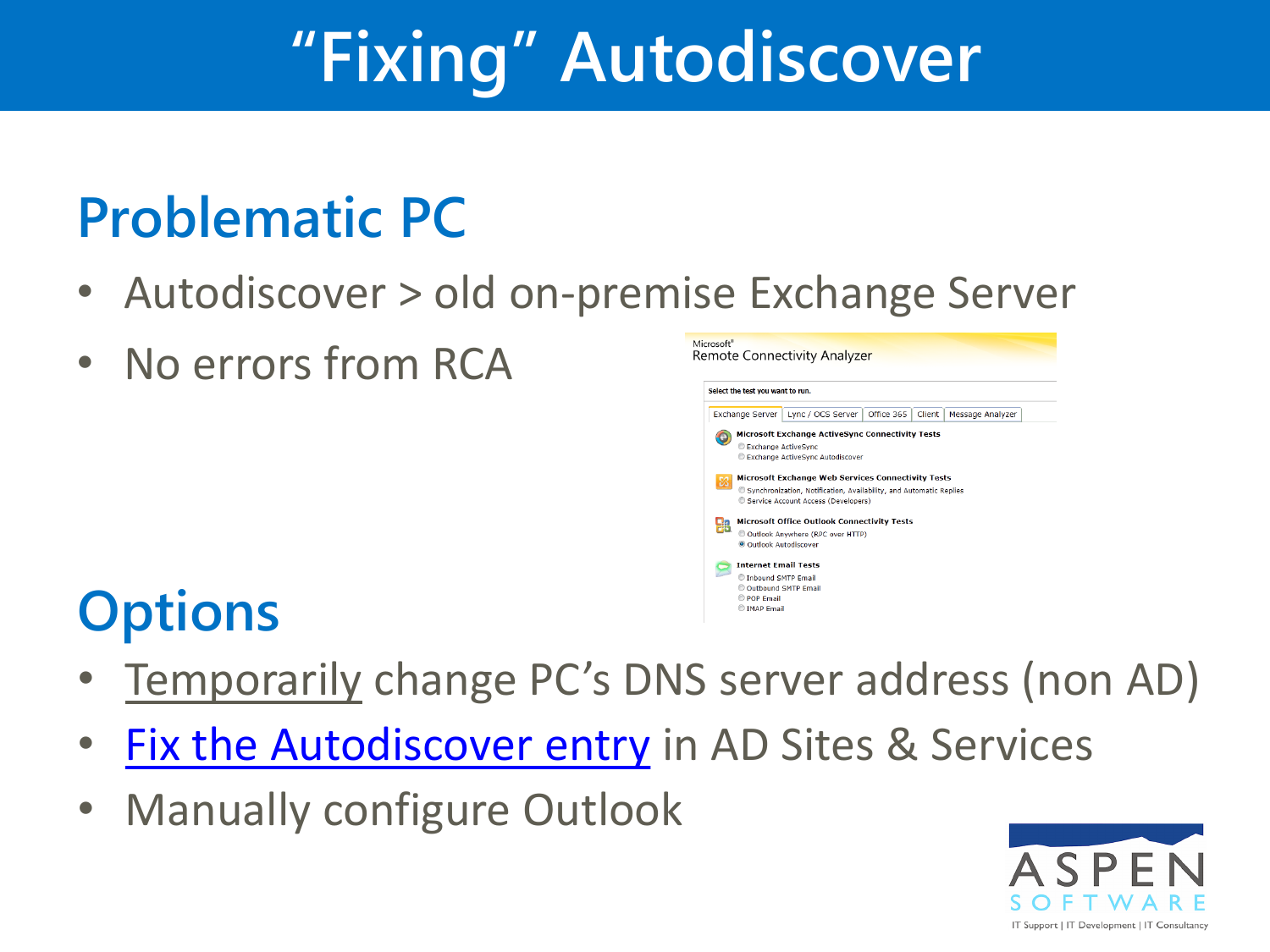# "Fixing" Autodiscover

## Problematic PC

- Autodiscover > old on-premise Exchange Server
- No errors from RCA

## Options

- Temporarily change PC's DNS server address (non AD)
- [Fix the Autodiscover entry]() in AD Sites & Services
- Manually configure Outlook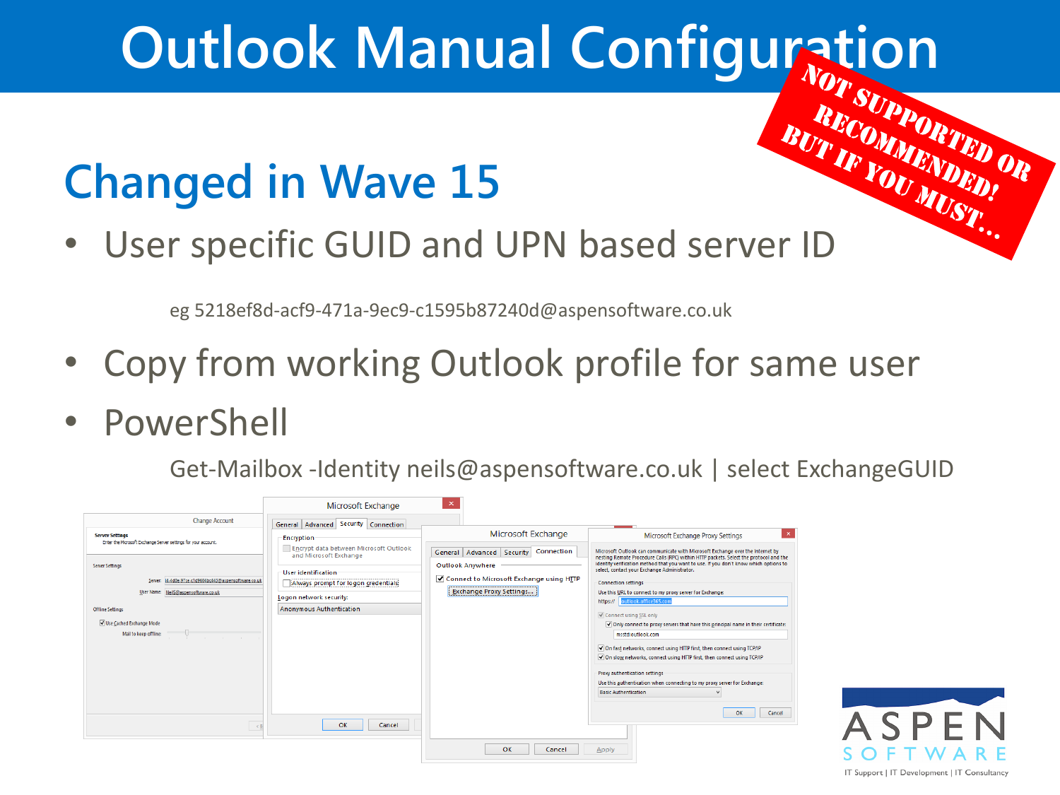# Outlook Manual Configuration

NOT SUPPORTED OR RECOMMENDED! BUT IF YOU MUST...

## Changed in Wave 15

- User specific GUID and UPN based server ID

  eg 5218ef8d-acf9-471a-9ec9-c1595b87240d@aspensoftware.co.uk

- Copy from working Outlook profile for same user
- PowerShell

  Get-Mailbox -Identity neils@aspensoftware.co.uk | select ExchangeGUID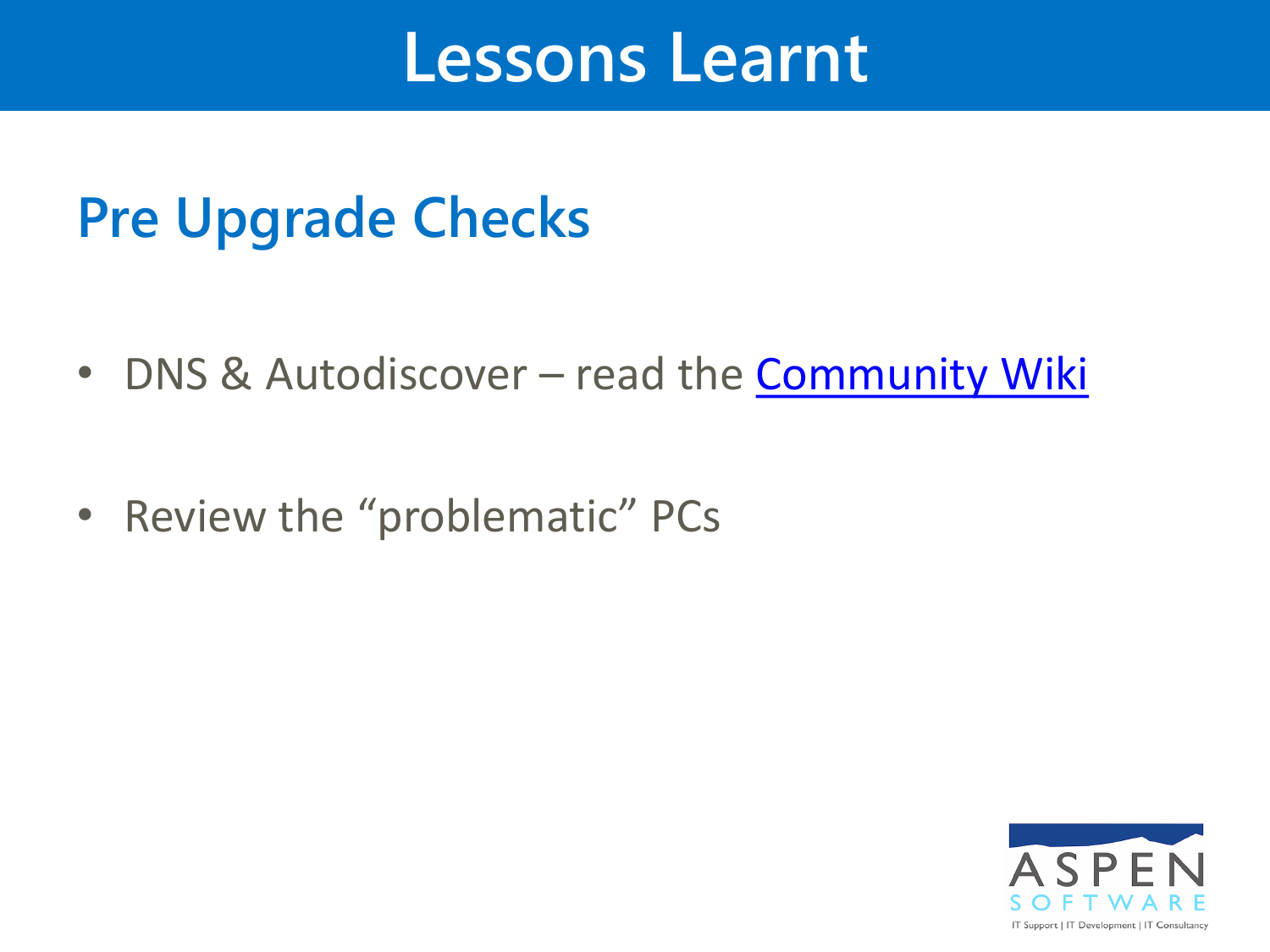# Lessons Learnt

## Pre Upgrade Checks

- DNS & Autodiscover – read the Community Wiki
- Review the “problematic” PCs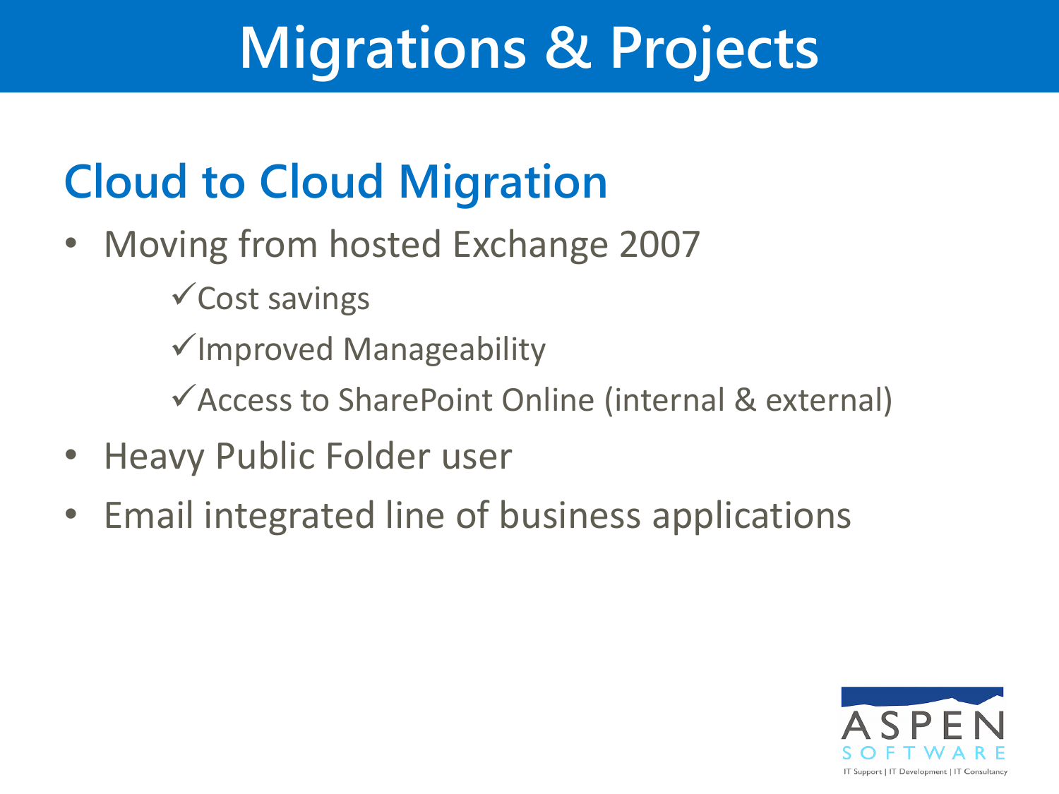# Migrations & Projects

## Cloud to Cloud Migration

- Moving from hosted Exchange 2007
  - ✓Cost savings
  - ✓Improved Manageability
  - ✓Access to SharePoint Online (internal & external)
- Heavy Public Folder user
- Email integrated line of business applications

ASPEN SOFTWARE
IT Support | IT Development | IT Consultancy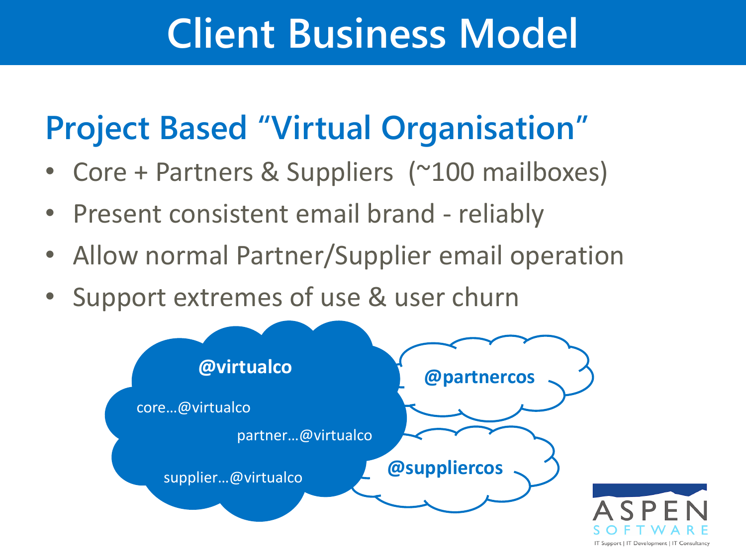# Client Business Model

## Project Based "Virtual Organisation"

- Core + Partners & Suppliers (~100 mailboxes)
- Present consistent email brand - reliably
- Allow normal Partner/Supplier email operation
- Support extremes of use & user churn

**@virtualco**

core…@virtualco

partner…@virtualco

supplier…@virtualco

**@partnercos**

**@suppliercos**

ASPEN SOFTWARE

IT Support | IT Development | IT Consultancy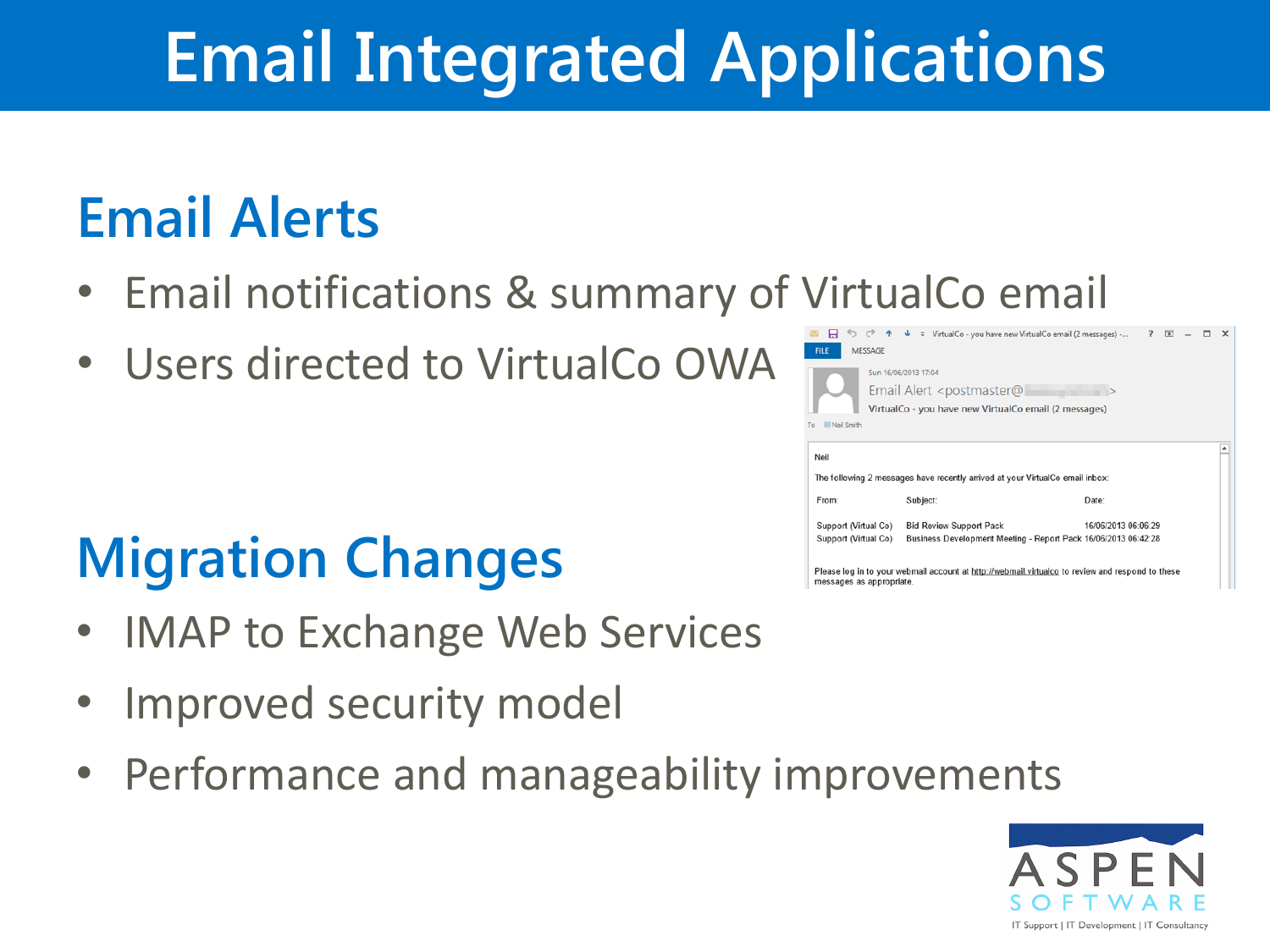# Email Integrated Applications

## Email Alerts

- Email notifications & summary of VirtualCo email
- Users directed to VirtualCo OWA

## Migration Changes

- IMAP to Exchange Web Services
- Improved security model
- Performance and manageability improvements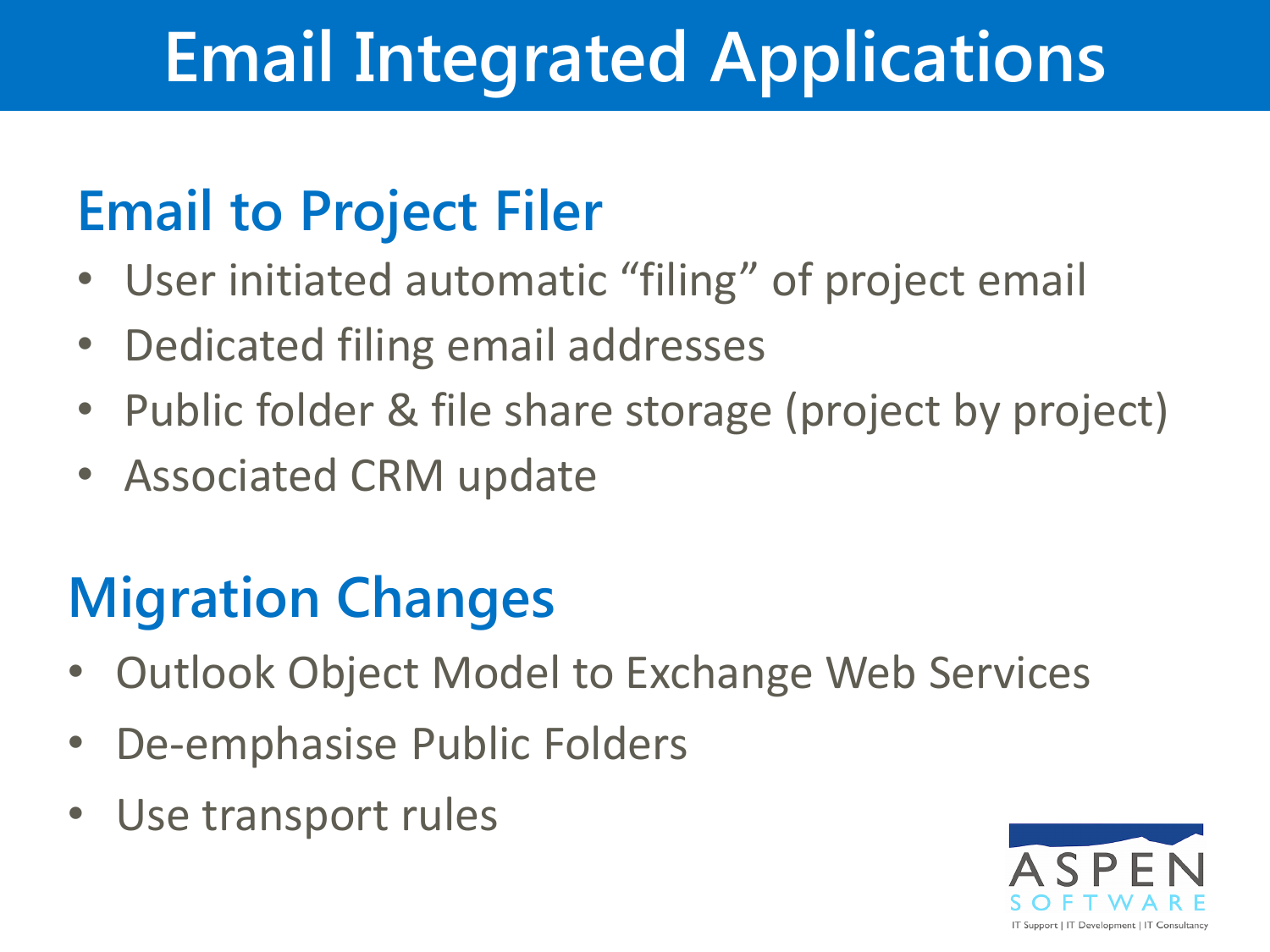# Email Integrated Applications

## Email to Project Filer

- User initiated automatic "filing" of project email
- Dedicated filing email addresses
- Public folder & file share storage (project by project)
- Associated CRM update

## Migration Changes

- Outlook Object Model to Exchange Web Services
- De-emphasise Public Folders
- Use transport rules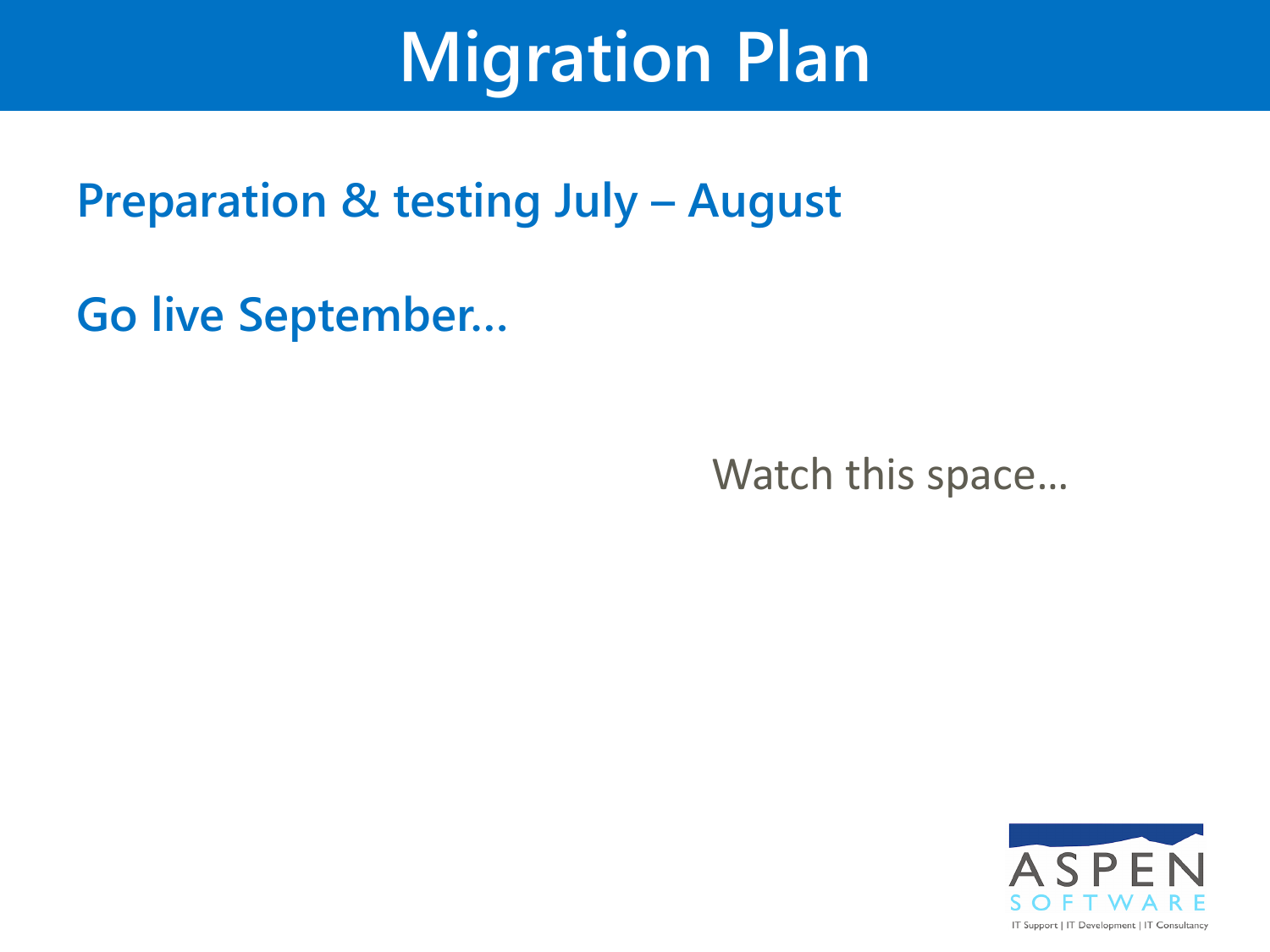# Migration Plan

**Preparation & testing July – August**

**Go live September…**

Watch this space…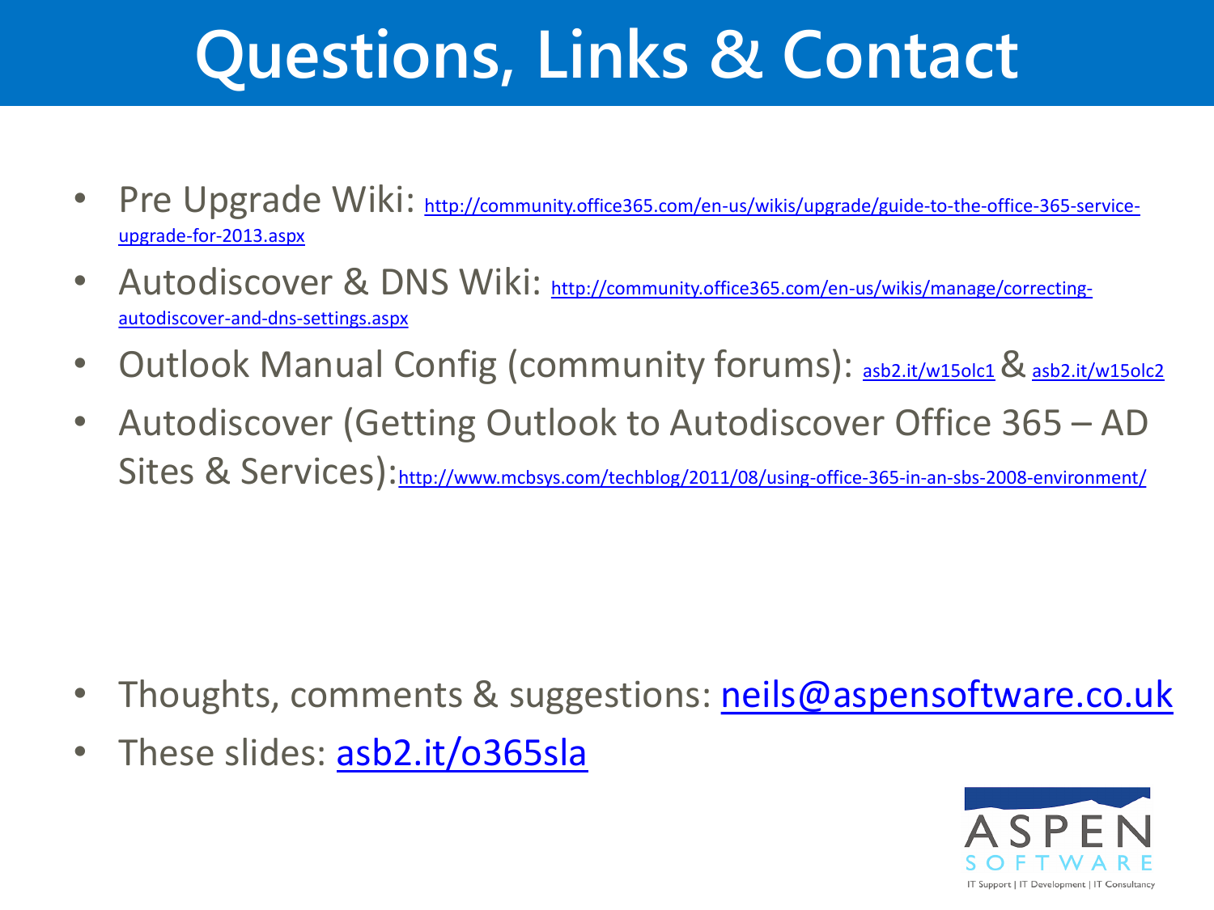# Questions, Links & Contact

- Pre Upgrade Wiki: http://community.office365.com/en-us/wikis/upgrade/guide-to-the-office-365-service-upgrade-for-2013.aspx
- Autodiscover & DNS Wiki: http://community.office365.com/en-us/wikis/manage/correcting-autodiscover-and-dns-settings.aspx
- Outlook Manual Config (community forums): asb2.it/w15olc1 & asb2.it/w15olc2
- Autodiscover (Getting Outlook to Autodiscover Office 365 – AD Sites & Services): http://www.mcbsys.com/techblog/2011/08/using-office-365-in-an-sbs-2008-environment/

- Thoughts, comments & suggestions: neils@aspensoftware.co.uk
- These slides: asb2.it/o365sla

ASPEN SOFTWARE

IT Support | IT Development | IT Consultancy